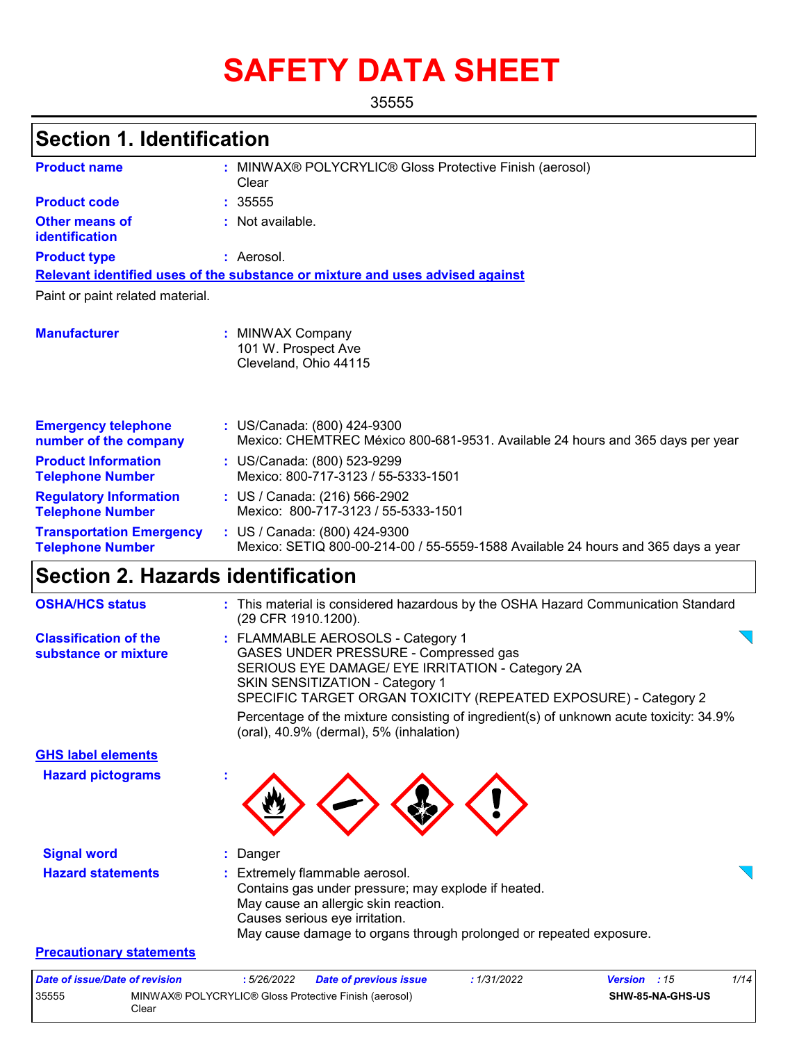# SAFETY DATA SHEET

35555

## Section 1. Identification

**Product name** : MINWAX® POLYCRYLIC® Gloss Protective Finish (aerosol) Clear

**Product code** : 35555

**Other means of identification** : Not available.

**Product type** : Aerosol.

**Relevant identified uses of the substance or mixture and uses advised against**

Paint or paint related material.

**Manufacturer** : MINWAX Company
101 W. Prospect Ave
Cleveland, Ohio 44115

**Emergency telephone number of the company** : US/Canada: (800) 424-9300
Mexico: CHEMTREC México 800-681-9531. Available 24 hours and 365 days per year

**Product Information Telephone Number** : US/Canada: (800) 523-9299
Mexico: 800-717-3123 / 55-5333-1501

**Regulatory Information Telephone Number** : US / Canada: (216) 566-2902
Mexico: 800-717-3123 / 55-5333-1501

**Transportation Emergency Telephone Number** : US / Canada: (800) 424-9300
Mexico: SETIQ 800-00-214-00 / 55-5559-1588 Available 24 hours and 365 days a year

## Section 2. Hazards identification

**OSHA/HCS status** : This material is considered hazardous by the OSHA Hazard Communication Standard (29 CFR 1910.1200).

**Classification of the substance or mixture** : FLAMMABLE AEROSOLS - Category 1
GASES UNDER PRESSURE - Compressed gas
SERIOUS EYE DAMAGE/ EYE IRRITATION - Category 2A
SKIN SENSITIZATION - Category 1
SPECIFIC TARGET ORGAN TOXICITY (REPEATED EXPOSURE) - Category 2

Percentage of the mixture consisting of ingredient(s) of unknown acute toxicity: 34.9% (oral), 40.9% (dermal), 5% (inhalation)

**GHS label elements**

**Hazard pictograms** :

**Signal word** : Danger

**Hazard statements** : Extremely flammable aerosol.
Contains gas under pressure; may explode if heated.
May cause an allergic skin reaction.
Causes serious eye irritation.
May cause damage to organs through prolonged or repeated exposure.

**Precautionary statements**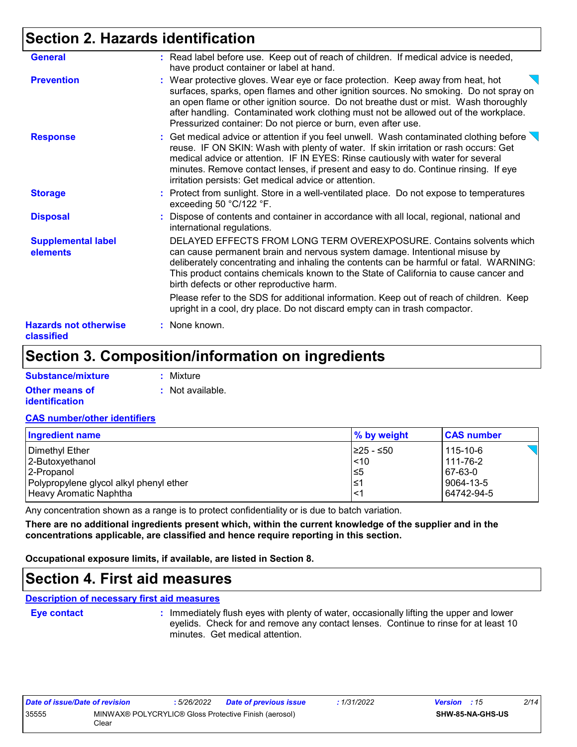# Section 2. Hazards identification

**General** : Read label before use. Keep out of reach of children. If medical advice is needed, have product container or label at hand.

**Prevention** : Wear protective gloves. Wear eye or face protection. Keep away from heat, hot surfaces, sparks, open flames and other ignition sources. No smoking. Do not spray on an open flame or other ignition source. Do not breathe dust or mist. Wash thoroughly after handling. Contaminated work clothing must not be allowed out of the workplace. Pressurized container: Do not pierce or burn, even after use.

**Response** : Get medical advice or attention if you feel unwell. Wash contaminated clothing before reuse. IF ON SKIN: Wash with plenty of water. If skin irritation or rash occurs: Get medical advice or attention. IF IN EYES: Rinse cautiously with water for several minutes. Remove contact lenses, if present and easy to do. Continue rinsing. If eye irritation persists: Get medical advice or attention.

**Storage** : Protect from sunlight. Store in a well-ventilated place. Do not expose to temperatures exceeding 50 °C/122 °F.

**Disposal** : Dispose of contents and container in accordance with all local, regional, national and international regulations.

**Supplemental label elements**

DELAYED EFFECTS FROM LONG TERM OVEREXPOSURE. Contains solvents which can cause permanent brain and nervous system damage. Intentional misuse by deliberately concentrating and inhaling the contents can be harmful or fatal. WARNING: This product contains chemicals known to the State of California to cause cancer and birth defects or other reproductive harm.

Please refer to the SDS for additional information. Keep out of reach of children. Keep upright in a cool, dry place. Do not discard empty can in trash compactor.

**Hazards not otherwise classified** : None known.

# Section 3. Composition/information on ingredients

**Substance/mixture** : Mixture

**Other means of identification** : Not available.

**CAS number/other identifiers**

| Ingredient name | % by weight | CAS number |
|---|---|---|
| Dimethyl Ether | ≥25 - ≤50 | 115-10-6 |
| 2-Butoxyethanol | <10 | 111-76-2 |
| 2-Propanol | ≤5 | 67-63-0 |
| Polypropylene glycol alkyl phenyl ether | ≤1 | 9064-13-5 |
| Heavy Aromatic Naphtha | <1 | 64742-94-5 |

Any concentration shown as a range is to protect confidentiality or is due to batch variation.

**There are no additional ingredients present which, within the current knowledge of the supplier and in the concentrations applicable, are classified and hence require reporting in this section.**

**Occupational exposure limits, if available, are listed in Section 8.**

# Section 4. First aid measures

**Description of necessary first aid measures**

**Eye contact** : Immediately flush eyes with plenty of water, occasionally lifting the upper and lower eyelids. Check for and remove any contact lenses. Continue to rinse for at least 10 minutes. Get medical attention.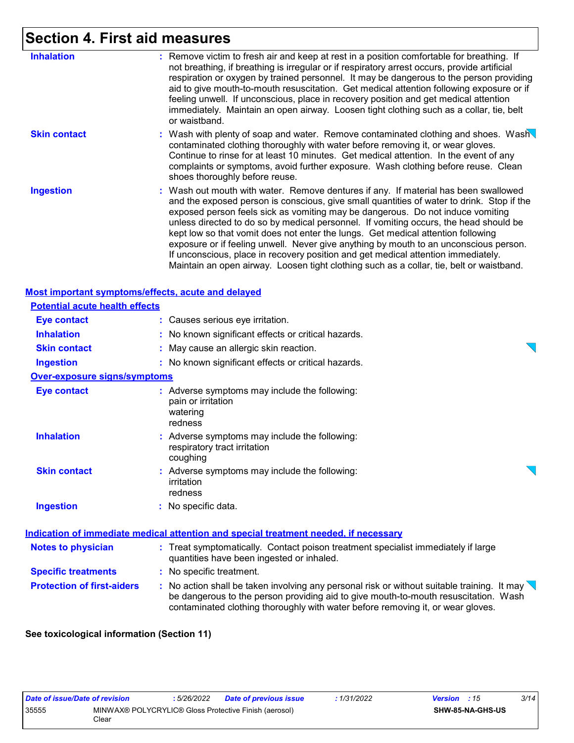# Section 4. First aid measures

**Inhalation** : Remove victim to fresh air and keep at rest in a position comfortable for breathing. If not breathing, if breathing is irregular or if respiratory arrest occurs, provide artificial respiration or oxygen by trained personnel. It may be dangerous to the person providing aid to give mouth-to-mouth resuscitation. Get medical attention following exposure or if feeling unwell. If unconscious, place in recovery position and get medical attention immediately. Maintain an open airway. Loosen tight clothing such as a collar, tie, belt or waistband.

**Skin contact** : Wash with plenty of soap and water. Remove contaminated clothing and shoes. Wash contaminated clothing thoroughly with water before removing it, or wear gloves. Continue to rinse for at least 10 minutes. Get medical attention. In the event of any complaints or symptoms, avoid further exposure. Wash clothing before reuse. Clean shoes thoroughly before reuse.

**Ingestion** : Wash out mouth with water. Remove dentures if any. If material has been swallowed and the exposed person is conscious, give small quantities of water to drink. Stop if the exposed person feels sick as vomiting may be dangerous. Do not induce vomiting unless directed to do so by medical personnel. If vomiting occurs, the head should be kept low so that vomit does not enter the lungs. Get medical attention following exposure or if feeling unwell. Never give anything by mouth to an unconscious person. If unconscious, place in recovery position and get medical attention immediately. Maintain an open airway. Loosen tight clothing such as a collar, tie, belt or waistband.

## Most important symptoms/effects, acute and delayed

### Potential acute health effects

**Eye contact** : Causes serious eye irritation.

**Inhalation** : No known significant effects or critical hazards.

**Skin contact** : May cause an allergic skin reaction.

**Ingestion** : No known significant effects or critical hazards.

### Over-exposure signs/symptoms

**Eye contact** : Adverse symptoms may include the following:
pain or irritation
watering
redness

**Inhalation** : Adverse symptoms may include the following:
respiratory tract irritation
coughing

**Skin contact** : Adverse symptoms may include the following:
irritation
redness

**Ingestion** : No specific data.

## Indication of immediate medical attention and special treatment needed, if necessary

**Notes to physician** : Treat symptomatically. Contact poison treatment specialist immediately if large quantities have been ingested or inhaled.

**Specific treatments** : No specific treatment.

**Protection of first-aiders** : No action shall be taken involving any personal risk or without suitable training. It may be dangerous to the person providing aid to give mouth-to-mouth resuscitation. Wash contaminated clothing thoroughly with water before removing it, or wear gloves.

**See toxicological information (Section 11)**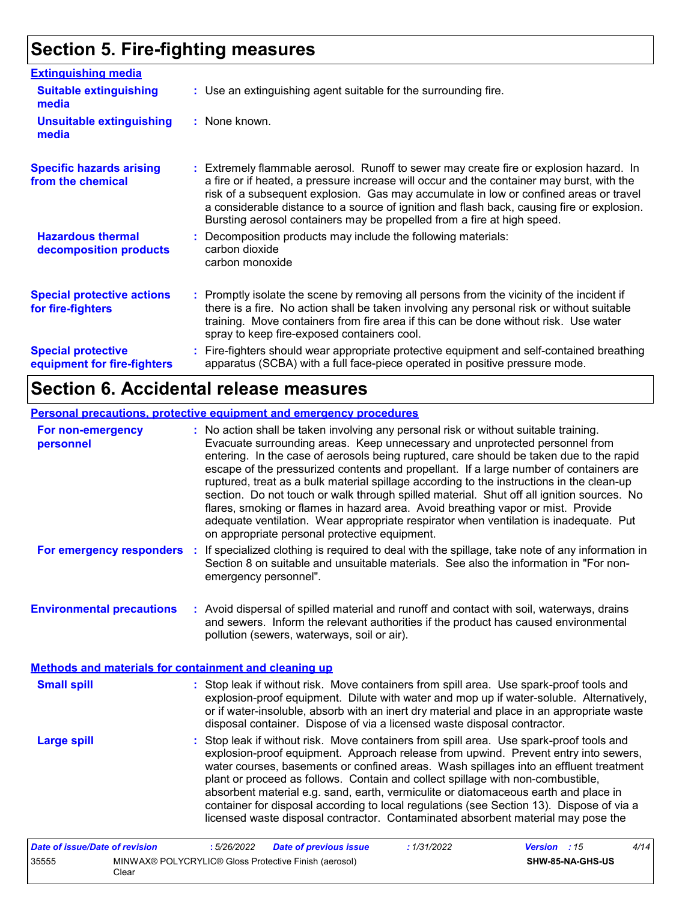# Section 5. Fire-fighting measures

**Extinguishing media**

| | |
|---|---|
| **Suitable extinguishing media** | : Use an extinguishing agent suitable for the surrounding fire. |
| **Unsuitable extinguishing media** | : None known. |
| **Specific hazards arising from the chemical** | : Extremely flammable aerosol. Runoff to sewer may create fire or explosion hazard. In a fire or if heated, a pressure increase will occur and the container may burst, with the risk of a subsequent explosion. Gas may accumulate in low or confined areas or travel a considerable distance to a source of ignition and flash back, causing fire or explosion. Bursting aerosol containers may be propelled from a fire at high speed. |
| **Hazardous thermal decomposition products** | : Decomposition products may include the following materials: carbon dioxide carbon monoxide |
| **Special protective actions for fire-fighters** | : Promptly isolate the scene by removing all persons from the vicinity of the incident if there is a fire. No action shall be taken involving any personal risk or without suitable training. Move containers from fire area if this can be done without risk. Use water spray to keep fire-exposed containers cool. |
| **Special protective equipment for fire-fighters** | : Fire-fighters should wear appropriate protective equipment and self-contained breathing apparatus (SCBA) with a full face-piece operated in positive pressure mode. |

# Section 6. Accidental release measures

**Personal precautions, protective equipment and emergency procedures**

| | |
|---|---|
| **For non-emergency personnel** | : No action shall be taken involving any personal risk or without suitable training. Evacuate surrounding areas. Keep unnecessary and unprotected personnel from entering. In the case of aerosols being ruptured, care should be taken due to the rapid escape of the pressurized contents and propellant. If a large number of containers are ruptured, treat as a bulk material spillage according to the instructions in the clean-up section. Do not touch or walk through spilled material. Shut off all ignition sources. No flares, smoking or flames in hazard area. Avoid breathing vapor or mist. Provide adequate ventilation. Wear appropriate respirator when ventilation is inadequate. Put on appropriate personal protective equipment. |
| **For emergency responders** | : If specialized clothing is required to deal with the spillage, take note of any information in Section 8 on suitable and unsuitable materials. See also the information in "For non-emergency personnel". |
| **Environmental precautions** | : Avoid dispersal of spilled material and runoff and contact with soil, waterways, drains and sewers. Inform the relevant authorities if the product has caused environmental pollution (sewers, waterways, soil or air). |

**Methods and materials for containment and cleaning up**

| | |
|---|---|
| **Small spill** | : Stop leak if without risk. Move containers from spill area. Use spark-proof tools and explosion-proof equipment. Dilute with water and mop up if water-soluble. Alternatively, or if water-insoluble, absorb with an inert dry material and place in an appropriate waste disposal container. Dispose of via a licensed waste disposal contractor. |
| **Large spill** | : Stop leak if without risk. Move containers from spill area. Use spark-proof tools and explosion-proof equipment. Approach release from upwind. Prevent entry into sewers, water courses, basements or confined areas. Wash spillages into an effluent treatment plant or proceed as follows. Contain and collect spillage with non-combustible, absorbent material e.g. sand, earth, vermiculite or diatomaceous earth and place in container for disposal according to local regulations (see Section 13). Dispose of via a licensed waste disposal contractor. Contaminated absorbent material may pose the |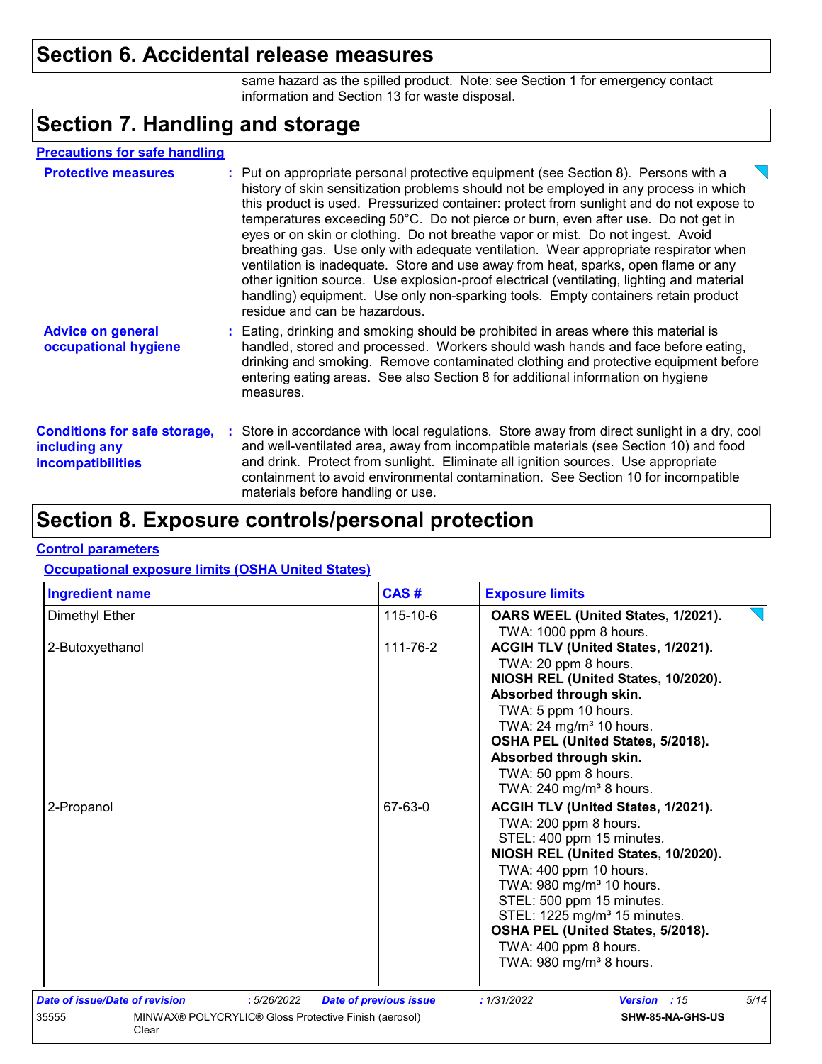## Section 6. Accidental release measures

same hazard as the spilled product. Note: see Section 1 for emergency contact information and Section 13 for waste disposal.

## Section 7. Handling and storage

### Precautions for safe handling

**Protective measures** : Put on appropriate personal protective equipment (see Section 8). Persons with a history of skin sensitization problems should not be employed in any process in which this product is used. Pressurized container: protect from sunlight and do not expose to temperatures exceeding 50°C. Do not pierce or burn, even after use. Do not get in eyes or on skin or clothing. Do not breathe vapor or mist. Do not ingest. Avoid breathing gas. Use only with adequate ventilation. Wear appropriate respirator when ventilation is inadequate. Store and use away from heat, sparks, open flame or any other ignition source. Use explosion-proof electrical (ventilating, lighting and material handling) equipment. Use only non-sparking tools. Empty containers retain product residue and can be hazardous.

**Advice on general occupational hygiene** : Eating, drinking and smoking should be prohibited in areas where this material is handled, stored and processed. Workers should wash hands and face before eating, drinking and smoking. Remove contaminated clothing and protective equipment before entering eating areas. See also Section 8 for additional information on hygiene measures.

**Conditions for safe storage, including any incompatibilities** : Store in accordance with local regulations. Store away from direct sunlight in a dry, cool and well-ventilated area, away from incompatible materials (see Section 10) and food and drink. Protect from sunlight. Eliminate all ignition sources. Use appropriate containment to avoid environmental contamination. See Section 10 for incompatible materials before handling or use.

## Section 8. Exposure controls/personal protection

### Control parameters

#### Occupational exposure limits (OSHA United States)

| Ingredient name | CAS # | Exposure limits |
|---|---|---|
| Dimethyl Ether | 115-10-6 | **OARS WEEL (United States, 1/2021).**<br>TWA: 1000 ppm 8 hours. |
| 2-Butoxyethanol | 111-76-2 | **ACGIH TLV (United States, 1/2021).**<br>TWA: 20 ppm 8 hours.<br>**NIOSH REL (United States, 10/2020).**<br>**Absorbed through skin.**<br>TWA: 5 ppm 10 hours.<br>TWA: 24 mg/m³ 10 hours.<br>**OSHA PEL (United States, 5/2018).**<br>**Absorbed through skin.**<br>TWA: 50 ppm 8 hours.<br>TWA: 240 mg/m³ 8 hours. |
| 2-Propanol | 67-63-0 | **ACGIH TLV (United States, 1/2021).**<br>TWA: 200 ppm 8 hours.<br>STEL: 400 ppm 15 minutes.<br>**NIOSH REL (United States, 10/2020).**<br>TWA: 400 ppm 10 hours.<br>TWA: 980 mg/m³ 10 hours.<br>STEL: 500 ppm 15 minutes.<br>STEL: 1225 mg/m³ 15 minutes.<br>**OSHA PEL (United States, 5/2018).**<br>TWA: 400 ppm 8 hours.<br>TWA: 980 mg/m³ 8 hours. |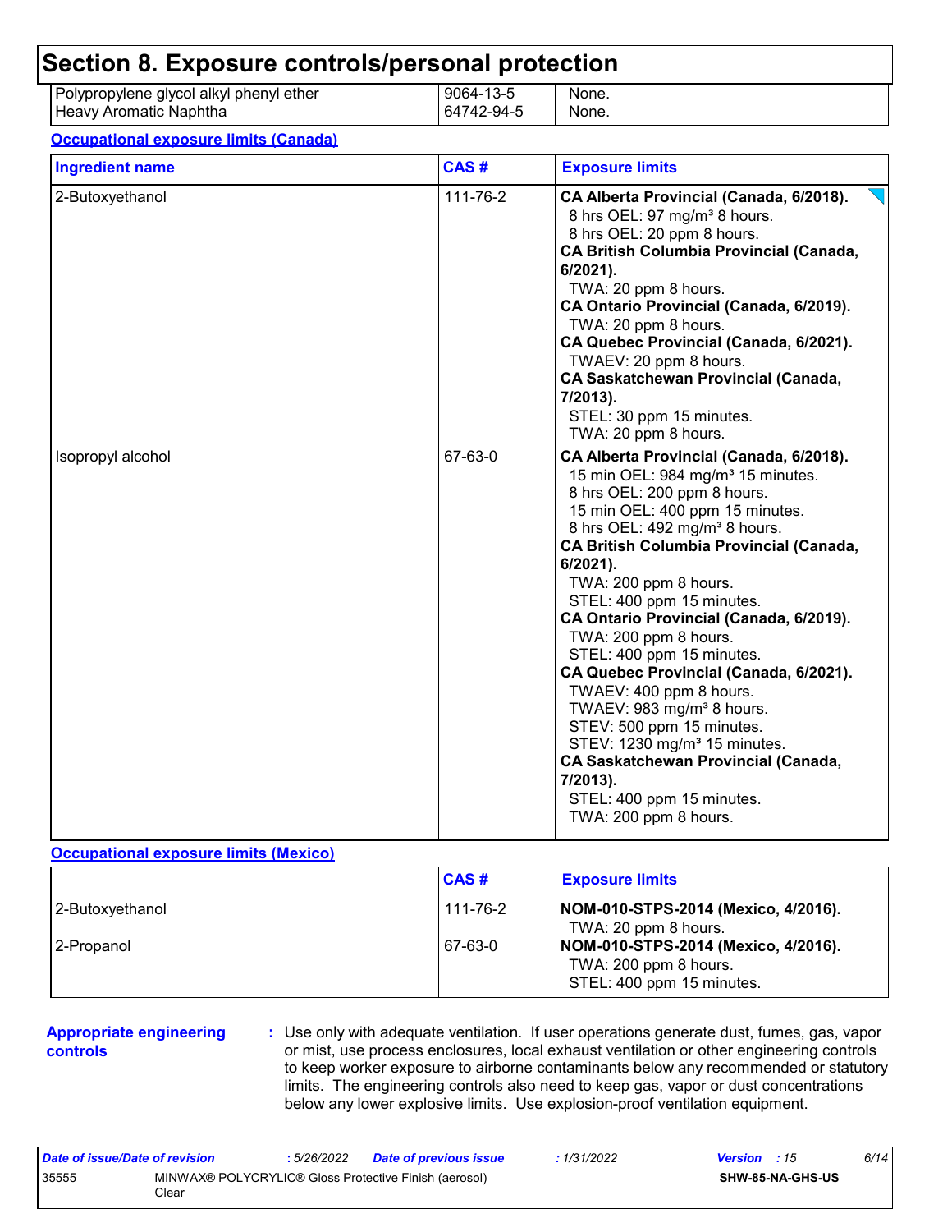## Section 8. Exposure controls/personal protection

| | | |
|---|---|---|
| Polypropylene glycol alkyl phenyl ether | 9064-13-5 | None. |
| Heavy Aromatic Naphtha | 64742-94-5 | None. |

**Occupational exposure limits (Canada)**

| Ingredient name | CAS # | Exposure limits |
|---|---|---|
| 2-Butoxyethanol | 111-76-2 | **CA Alberta Provincial (Canada, 6/2018).**<br>8 hrs OEL: 97 mg/m³ 8 hours.<br>8 hrs OEL: 20 ppm 8 hours.<br>**CA British Columbia Provincial (Canada, 6/2021).**<br>TWA: 20 ppm 8 hours.<br>**CA Ontario Provincial (Canada, 6/2019).**<br>TWA: 20 ppm 8 hours.<br>**CA Quebec Provincial (Canada, 6/2021).**<br>TWAEV: 20 ppm 8 hours.<br>**CA Saskatchewan Provincial (Canada, 7/2013).**<br>STEL: 30 ppm 15 minutes.<br>TWA: 20 ppm 8 hours. |
| Isopropyl alcohol | 67-63-0 | **CA Alberta Provincial (Canada, 6/2018).**<br>15 min OEL: 984 mg/m³ 15 minutes.<br>8 hrs OEL: 200 ppm 8 hours.<br>15 min OEL: 400 ppm 15 minutes.<br>8 hrs OEL: 492 mg/m³ 8 hours.<br>**CA British Columbia Provincial (Canada, 6/2021).**<br>TWA: 200 ppm 8 hours.<br>STEL: 400 ppm 15 minutes.<br>**CA Ontario Provincial (Canada, 6/2019).**<br>TWA: 200 ppm 8 hours.<br>STEL: 400 ppm 15 minutes.<br>**CA Quebec Provincial (Canada, 6/2021).**<br>TWAEV: 400 ppm 8 hours.<br>TWAEV: 983 mg/m³ 8 hours.<br>STEV: 500 ppm 15 minutes.<br>STEV: 1230 mg/m³ 15 minutes.<br>**CA Saskatchewan Provincial (Canada, 7/2013).**<br>STEL: 400 ppm 15 minutes.<br>TWA: 200 ppm 8 hours. |

**Occupational exposure limits (Mexico)**

| | CAS # | Exposure limits |
|---|---|---|
| 2-Butoxyethanol | 111-76-2 | **NOM-010-STPS-2014 (Mexico, 4/2016).**<br>TWA: 20 ppm 8 hours. |
| 2-Propanol | 67-63-0 | **NOM-010-STPS-2014 (Mexico, 4/2016).**<br>TWA: 200 ppm 8 hours.<br>STEL: 400 ppm 15 minutes. |

**Appropriate engineering controls** : Use only with adequate ventilation. If user operations generate dust, fumes, gas, vapor or mist, use process enclosures, local exhaust ventilation or other engineering controls to keep worker exposure to airborne contaminants below any recommended or statutory limits. The engineering controls also need to keep gas, vapor or dust concentrations below any lower explosive limits. Use explosion-proof ventilation equipment.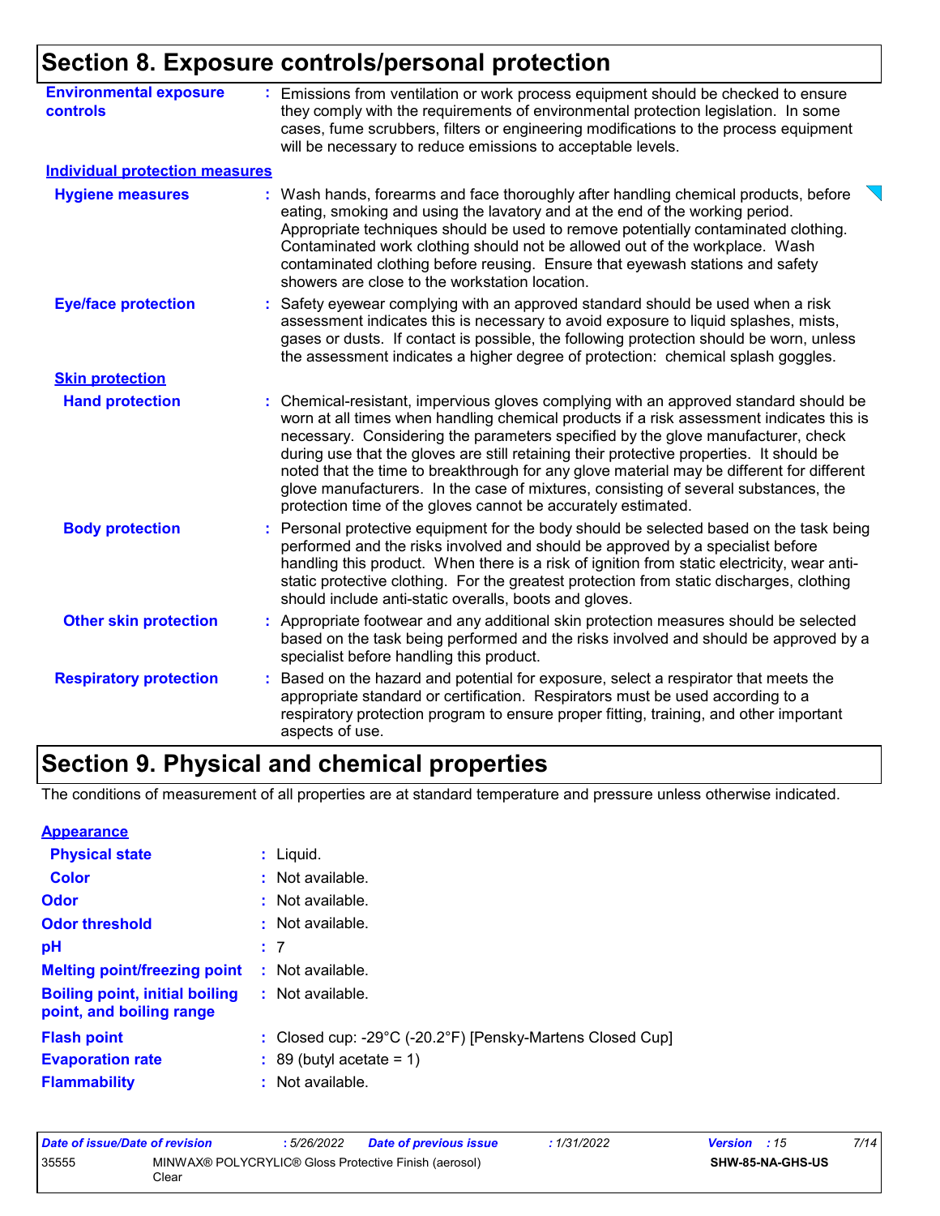## Section 8. Exposure controls/personal protection

**Environmental exposure controls** : Emissions from ventilation or work process equipment should be checked to ensure they comply with the requirements of environmental protection legislation. In some cases, fume scrubbers, filters or engineering modifications to the process equipment will be necessary to reduce emissions to acceptable levels.

**Individual protection measures**

**Hygiene measures** : Wash hands, forearms and face thoroughly after handling chemical products, before eating, smoking and using the lavatory and at the end of the working period. Appropriate techniques should be used to remove potentially contaminated clothing. Contaminated work clothing should not be allowed out of the workplace. Wash contaminated clothing before reusing. Ensure that eyewash stations and safety showers are close to the workstation location.

**Eye/face protection** : Safety eyewear complying with an approved standard should be used when a risk assessment indicates this is necessary to avoid exposure to liquid splashes, mists, gases or dusts. If contact is possible, the following protection should be worn, unless the assessment indicates a higher degree of protection: chemical splash goggles.

**Skin protection**

**Hand protection** : Chemical-resistant, impervious gloves complying with an approved standard should be worn at all times when handling chemical products if a risk assessment indicates this is necessary. Considering the parameters specified by the glove manufacturer, check during use that the gloves are still retaining their protective properties. It should be noted that the time to breakthrough for any glove material may be different for different glove manufacturers. In the case of mixtures, consisting of several substances, the protection time of the gloves cannot be accurately estimated.

**Body protection** : Personal protective equipment for the body should be selected based on the task being performed and the risks involved and should be approved by a specialist before handling this product. When there is a risk of ignition from static electricity, wear anti-static protective clothing. For the greatest protection from static discharges, clothing should include anti-static overalls, boots and gloves.

**Other skin protection** : Appropriate footwear and any additional skin protection measures should be selected based on the task being performed and the risks involved and should be approved by a specialist before handling this product.

**Respiratory protection** : Based on the hazard and potential for exposure, select a respirator that meets the appropriate standard or certification. Respirators must be used according to a respiratory protection program to ensure proper fitting, training, and other important aspects of use.

## Section 9. Physical and chemical properties

The conditions of measurement of all properties are at standard temperature and pressure unless otherwise indicated.

**Appearance**

**Physical state** : Liquid.

**Color** : Not available.

**Odor** : Not available.

**Odor threshold** : Not available.

**pH** : 7

**Melting point/freezing point** : Not available.

**Boiling point, initial boiling point, and boiling range** : Not available.

**Flash point** : Closed cup: -29°C (-20.2°F) [Pensky-Martens Closed Cup]

**Evaporation rate** : 89 (butyl acetate = 1)

**Flammability** : Not available.

| Date of issue/Date of revision | : 5/26/2022 | Date of previous issue | : 1/31/2022 | Version : 15 |
|---|---|---|---|---|
| 35555 | MINWAX® POLYCRYLIC® Gloss Protective Finish (aerosol) Clear | | | SHW-85-NA-GHS-US |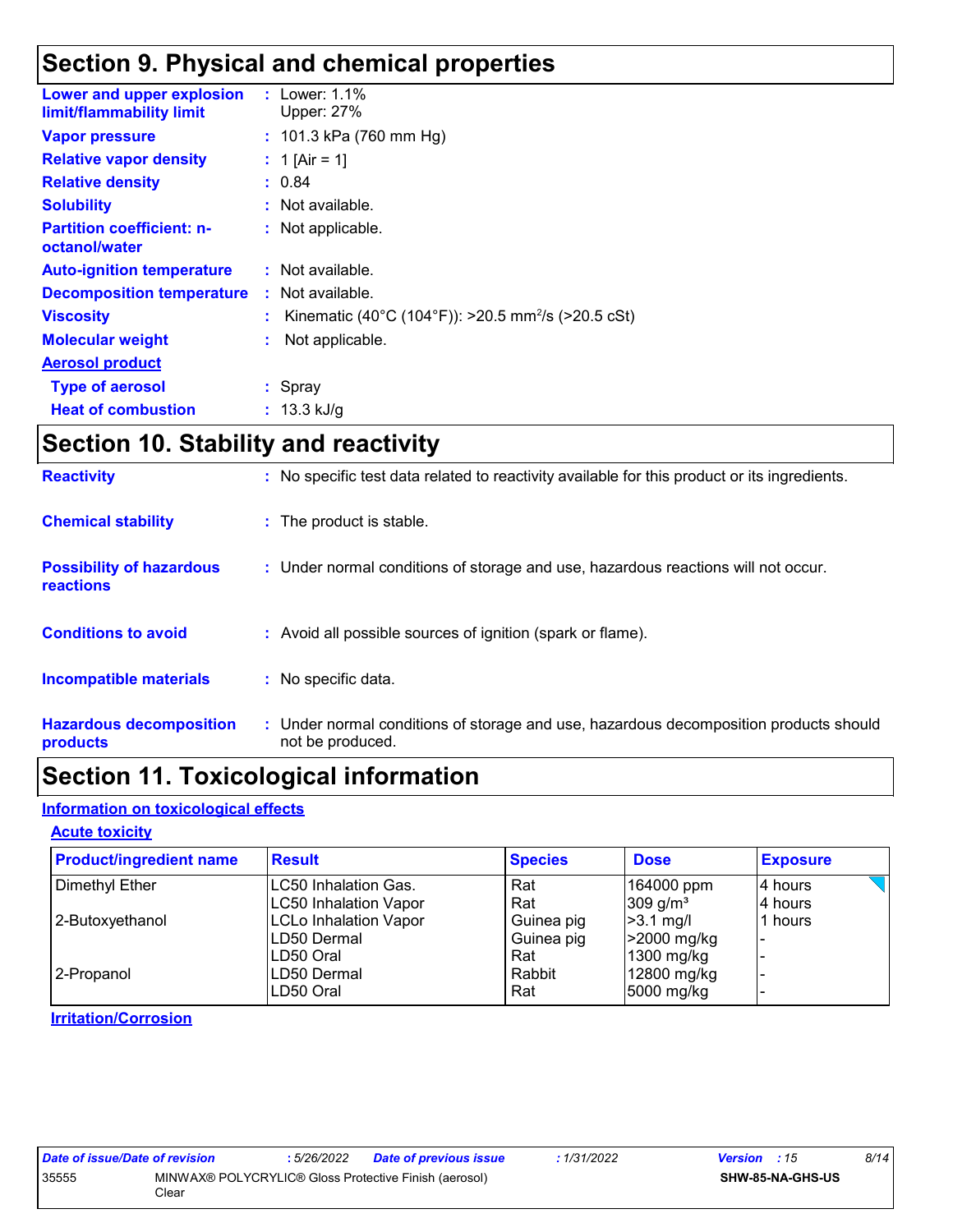## Section 9. Physical and chemical properties

| | |
|---|---|
| **Lower and upper explosion limit/flammability limit** | : Lower: 1.1%<br>Upper: 27% |
| **Vapor pressure** | : 101.3 kPa (760 mm Hg) |
| **Relative vapor density** | : 1 [Air = 1] |
| **Relative density** | : 0.84 |
| **Solubility** | : Not available. |
| **Partition coefficient: n-octanol/water** | : Not applicable. |
| **Auto-ignition temperature** | : Not available. |
| **Decomposition temperature** | : Not available. |
| **Viscosity** | : Kinematic (40°C (104°F)): >20.5 $mm^2$/s (>20.5 cSt) |
| **Molecular weight** | : Not applicable. |

**Aerosol product**

| | |
|---|---|
| **Type of aerosol** | : Spray |
| **Heat of combustion** | : 13.3 kJ/g |

## Section 10. Stability and reactivity

| | |
|---|---|
| **Reactivity** | : No specific test data related to reactivity available for this product or its ingredients. |
| **Chemical stability** | : The product is stable. |
| **Possibility of hazardous reactions** | : Under normal conditions of storage and use, hazardous reactions will not occur. |
| **Conditions to avoid** | : Avoid all possible sources of ignition (spark or flame). |
| **Incompatible materials** | : No specific data. |
| **Hazardous decomposition products** | : Under normal conditions of storage and use, hazardous decomposition products should not be produced. |

## Section 11. Toxicological information

**Information on toxicological effects**

**Acute toxicity**

| Product/ingredient name | Result | Species | Dose | Exposure |
|---|---|---|---|---|
| Dimethyl Ether | LC50 Inhalation Gas. | Rat | 164000 ppm | 4 hours |
| | LC50 Inhalation Vapor | Rat | 309 $g/m^3$ | 4 hours |
| 2-Butoxyethanol | LCLo Inhalation Vapor | Guinea pig | >3.1 mg/l | 1 hours |
| | LD50 Dermal | Guinea pig | >2000 mg/kg | - |
| | LD50 Oral | Rat | 1300 mg/kg | - |
| 2-Propanol | LD50 Dermal | Rabbit | 12800 mg/kg | - |
| | LD50 Oral | Rat | 5000 mg/kg | - |

**Irritation/Corrosion**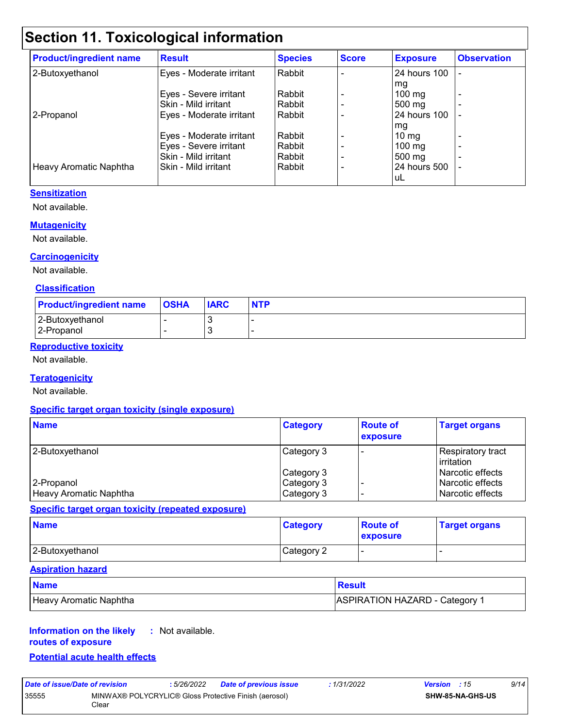## Section 11. Toxicological information

| Product/ingredient name | Result | Species | Score | Exposure | Observation |
|---|---|---|---|---|---|
| 2-Butoxyethanol | Eyes - Moderate irritant | Rabbit | - | 24 hours 100 mg | - |
| | Eyes - Severe irritant | Rabbit | - | 100 mg | - |
| | Skin - Mild irritant | Rabbit | - | 500 mg | - |
| 2-Propanol | Eyes - Moderate irritant | Rabbit | - | 24 hours 100 mg | - |
| | Eyes - Moderate irritant | Rabbit | - | 10 mg | - |
| | Eyes - Severe irritant | Rabbit | - | 100 mg | - |
| | Skin - Mild irritant | Rabbit | - | 500 mg | - |
| Heavy Aromatic Naphtha | Skin - Mild irritant | Rabbit | - | 24 hours 500 uL | - |

**Sensitization**

Not available.

**Mutagenicity**

Not available.

**Carcinogenicity**

Not available.

**Classification**

| Product/ingredient name | OSHA | IARC | NTP |
|---|---|---|---|
| 2-Butoxyethanol | - | 3 | - |
| 2-Propanol | - | 3 | - |

**Reproductive toxicity**

Not available.

**Teratogenicity**

Not available.

**Specific target organ toxicity (single exposure)**

| Name | Category | Route of exposure | Target organs |
|---|---|---|---|
| 2-Butoxyethanol | Category 3 | - | Respiratory tract irritation |
| | Category 3 | | Narcotic effects |
| 2-Propanol | Category 3 | - | Narcotic effects |
| Heavy Aromatic Naphtha | Category 3 | - | Narcotic effects |

**Specific target organ toxicity (repeated exposure)**

| Name | Category | Route of exposure | Target organs |
|---|---|---|---|
| 2-Butoxyethanol | Category 2 | - | - |

**Aspiration hazard**

| Name | Result |
|---|---|
| Heavy Aromatic Naphtha | ASPIRATION HAZARD - Category 1 |

**Information on the likely routes of exposure** : Not available.

**Potential acute health effects**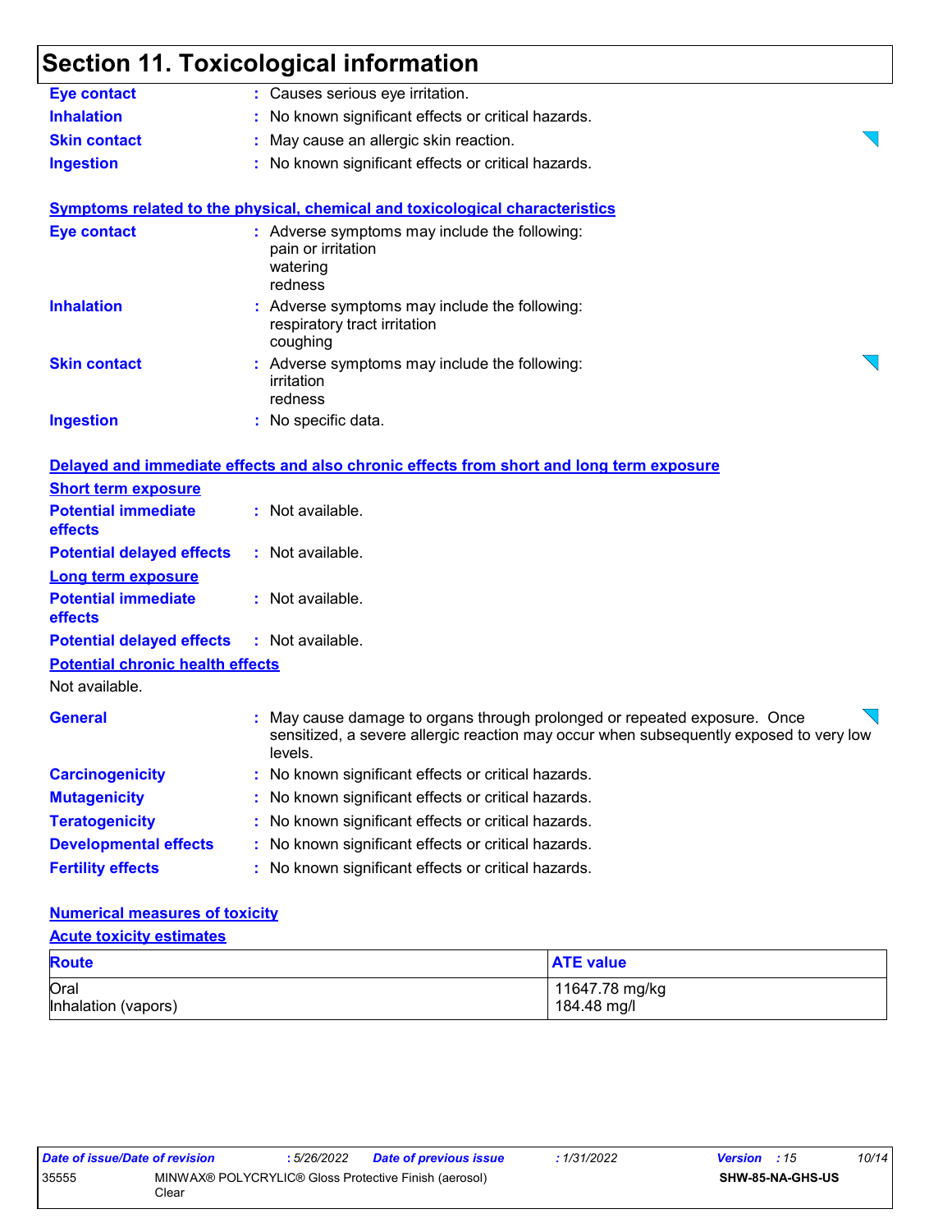# Section 11. Toxicological information

**Eye contact** : Causes serious eye irritation.

**Inhalation** : No known significant effects or critical hazards.

**Skin contact** : May cause an allergic skin reaction.

**Ingestion** : No known significant effects or critical hazards.

## Symptoms related to the physical, chemical and toxicological characteristics

**Eye contact** : Adverse symptoms may include the following:
pain or irritation
watering
redness

**Inhalation** : Adverse symptoms may include the following:
respiratory tract irritation
coughing

**Skin contact** : Adverse symptoms may include the following:
irritation
redness

**Ingestion** : No specific data.

## Delayed and immediate effects and also chronic effects from short and long term exposure

### Short term exposure

**Potential immediate effects** : Not available.

**Potential delayed effects** : Not available.

### Long term exposure

**Potential immediate effects** : Not available.

**Potential delayed effects** : Not available.

### Potential chronic health effects

Not available.

**General** : May cause damage to organs through prolonged or repeated exposure. Once sensitized, a severe allergic reaction may occur when subsequently exposed to very low levels.

**Carcinogenicity** : No known significant effects or critical hazards.

**Mutagenicity** : No known significant effects or critical hazards.

**Teratogenicity** : No known significant effects or critical hazards.

**Developmental effects** : No known significant effects or critical hazards.

**Fertility effects** : No known significant effects or critical hazards.

## Numerical measures of toxicity

### Acute toxicity estimates

| Route | ATE value |
|---|---|
| Oral | 11647.78 mg/kg |
| Inhalation (vapors) | 184.48 mg/l |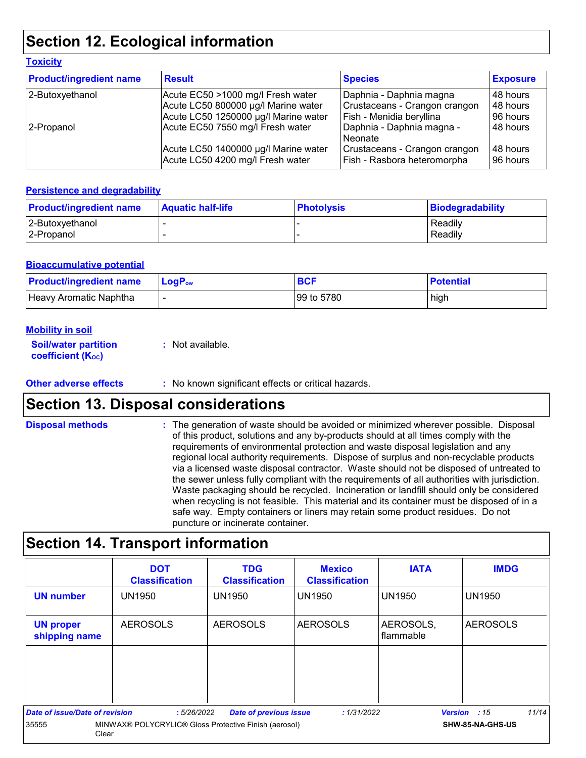## Section 12. Ecological information

### Toxicity

| Product/ingredient name | Result | Species | Exposure |
|---|---|---|---|
| 2-Butoxyethanol | Acute EC50 >1000 mg/l Fresh water | Daphnia - Daphnia magna | 48 hours |
| | Acute LC50 800000 µg/l Marine water | Crustaceans - Crangon crangon | 48 hours |
| | Acute LC50 1250000 µg/l Marine water | Fish - Menidia beryllina | 96 hours |
| 2-Propanol | Acute EC50 7550 mg/l Fresh water | Daphnia - Daphnia magna - Neonate | 48 hours |
| | Acute LC50 1400000 µg/l Marine water | Crustaceans - Crangon crangon | 48 hours |
| | Acute LC50 4200 mg/l Fresh water | Fish - Rasbora heteromorpha | 96 hours |

### Persistence and degradability

| Product/ingredient name | Aquatic half-life | Photolysis | Biodegradability |
|---|---|---|---|
| 2-Butoxyethanol | - | - | Readily |
| 2-Propanol | - | - | Readily |

### Bioaccumulative potential

| Product/ingredient name | $LogP_{ow}$ | BCF | Potential |
|---|---|---|---|
| Heavy Aromatic Naphtha | - | 99 to 5780 | high |

### Mobility in soil

**Soil/water partition coefficient ($K_{OC}$)** : Not available.

**Other adverse effects** : No known significant effects or critical hazards.

## Section 13. Disposal considerations

**Disposal methods** : The generation of waste should be avoided or minimized wherever possible. Disposal of this product, solutions and any by-products should at all times comply with the requirements of environmental protection and waste disposal legislation and any regional local authority requirements. Dispose of surplus and non-recyclable products via a licensed waste disposal contractor. Waste should not be disposed of untreated to the sewer unless fully compliant with the requirements of all authorities with jurisdiction. Waste packaging should be recycled. Incineration or landfill should only be considered when recycling is not feasible. This material and its container must be disposed of in a safe way. Empty containers or liners may retain some product residues. Do not puncture or incinerate container.

## Section 14. Transport information

| | DOT Classification | TDG Classification | Mexico Classification | IATA | IMDG |
|---|---|---|---|---|---|
| **UN number** | UN1950 | UN1950 | UN1950 | UN1950 | UN1950 |
| **UN proper shipping name** | AEROSOLS | AEROSOLS | AEROSOLS | AEROSOLS, flammable | AEROSOLS |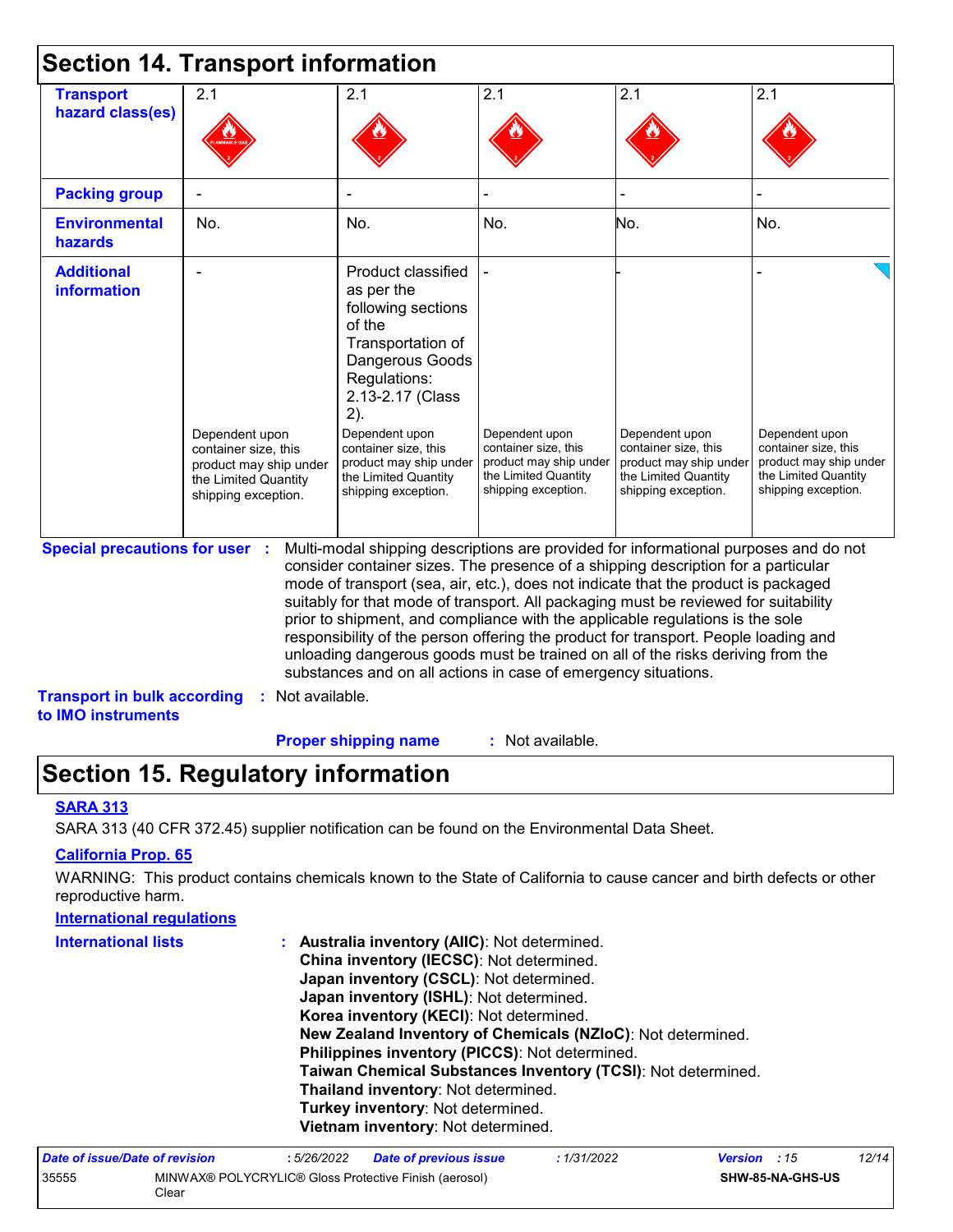## Section 14. Transport information

| Transport hazard class(es) | 2.1 | 2.1 | 2.1 | 2.1 | 2.1 |
|---|---|---|---|---|---|
| Packing group | - | - | - | - | - |
| Environmental hazards | No. | No. | No. | No. | No. |
| Additional information | - Dependent upon container size, this product may ship under the Limited Quantity shipping exception. | Product classified as per the following sections of the Transportation of Dangerous Goods Regulations: 2.13-2.17 (Class 2). Dependent upon container size, this product may ship under the Limited Quantity shipping exception. | - Dependent upon container size, this product may ship under the Limited Quantity shipping exception. | - Dependent upon container size, this product may ship under the Limited Quantity shipping exception. | - Dependent upon container size, this product may ship under the Limited Quantity shipping exception. |

**Special precautions for user** : Multi-modal shipping descriptions are provided for informational purposes and do not consider container sizes. The presence of a shipping description for a particular mode of transport (sea, air, etc.), does not indicate that the product is packaged suitably for that mode of transport. All packaging must be reviewed for suitability prior to shipment, and compliance with the applicable regulations is the sole responsibility of the person offering the product for transport. People loading and unloading dangerous goods must be trained on all of the risks deriving from the substances and on all actions in case of emergency situations.

**Transport in bulk according to IMO instruments** : Not available.

**Proper shipping name** : Not available.

## Section 15. Regulatory information

**SARA 313**

SARA 313 (40 CFR 372.45) supplier notification can be found on the Environmental Data Sheet.

**California Prop. 65**

WARNING: This product contains chemicals known to the State of California to cause cancer and birth defects or other reproductive harm.

**International regulations**

**International lists** :
**Australia inventory (AIIC)**: Not determined.
**China inventory (IECSC)**: Not determined.
**Japan inventory (CSCL)**: Not determined.
**Japan inventory (ISHL)**: Not determined.
**Korea inventory (KECI)**: Not determined.
**New Zealand Inventory of Chemicals (NZIoC)**: Not determined.
**Philippines inventory (PICCS)**: Not determined.
**Taiwan Chemical Substances Inventory (TCSI)**: Not determined.
**Thailand inventory**: Not determined.
**Turkey inventory**: Not determined.
**Vietnam inventory**: Not determined.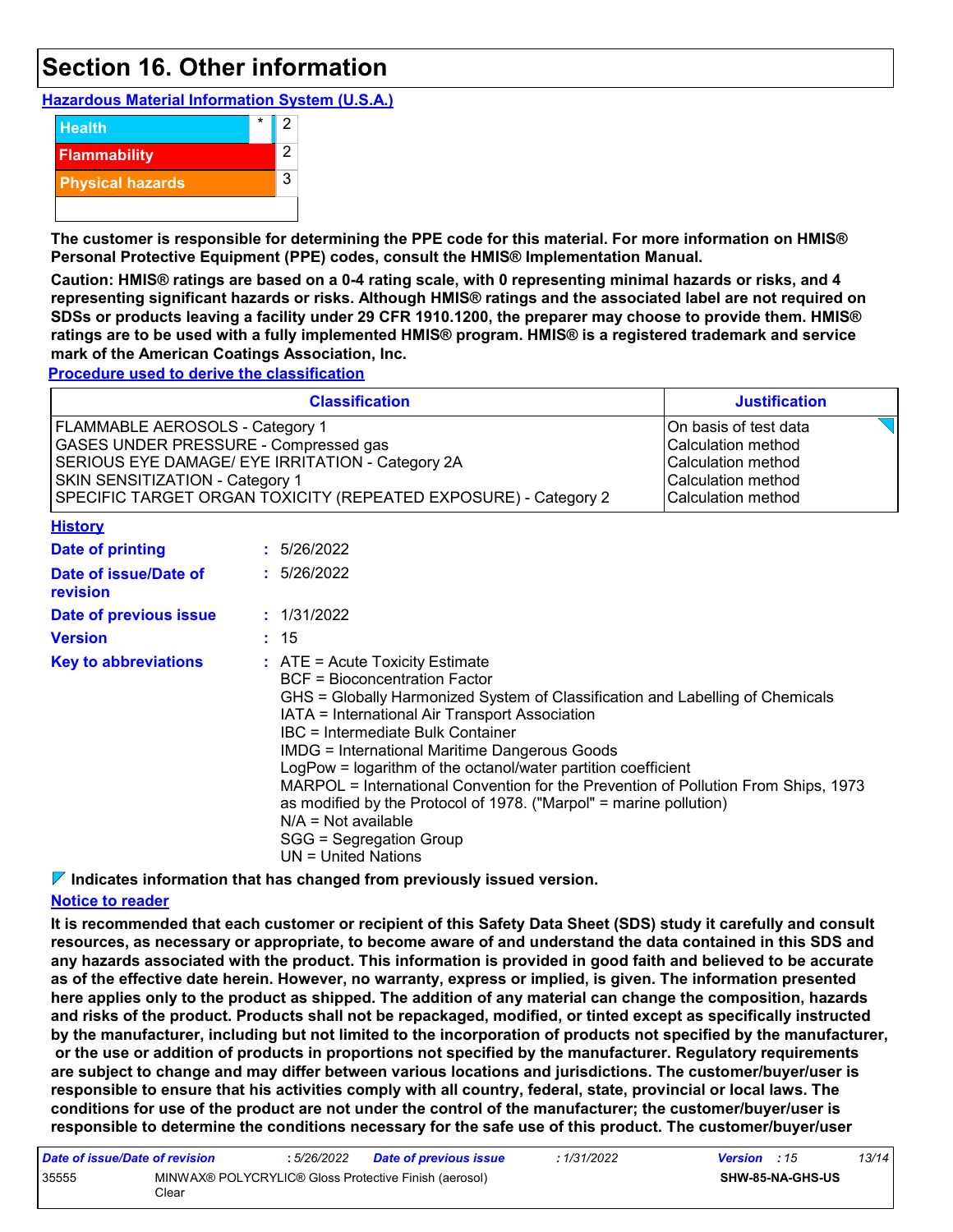# Section 16. Other information

**Hazardous Material Information System (U.S.A.)**

| | | |
|---|---|---|
| Health | * | 2 |
| Flammability | | 2 |
| Physical hazards | | 3 |

**The customer is responsible for determining the PPE code for this material. For more information on HMIS® Personal Protective Equipment (PPE) codes, consult the HMIS® Implementation Manual.**

**Caution: HMIS® ratings are based on a 0-4 rating scale, with 0 representing minimal hazards or risks, and 4 representing significant hazards or risks. Although HMIS® ratings and the associated label are not required on SDSs or products leaving a facility under 29 CFR 1910.1200, the preparer may choose to provide them. HMIS® ratings are to be used with a fully implemented HMIS® program. HMIS® is a registered trademark and service mark of the American Coatings Association, Inc.**

**Procedure used to derive the classification**

| Classification | Justification |
|---|---|
| FLAMMABLE AEROSOLS - Category 1 | On basis of test data |
| GASES UNDER PRESSURE - Compressed gas | Calculation method |
| SERIOUS EYE DAMAGE/ EYE IRRITATION - Category 2A | Calculation method |
| SKIN SENSITIZATION - Category 1 | Calculation method |
| SPECIFIC TARGET ORGAN TOXICITY (REPEATED EXPOSURE) - Category 2 | Calculation method |

**History**

**Date of printing** : 5/26/2022

**Date of issue/Date of revision** : 5/26/2022

**Date of previous issue** : 1/31/2022

**Version** : 15

**Key to abbreviations** :
- ATE = Acute Toxicity Estimate
- BCF = Bioconcentration Factor
- GHS = Globally Harmonized System of Classification and Labelling of Chemicals
- IATA = International Air Transport Association
- IBC = Intermediate Bulk Container
- IMDG = International Maritime Dangerous Goods
- LogPow = logarithm of the octanol/water partition coefficient
- MARPOL = International Convention for the Prevention of Pollution From Ships, 1973 as modified by the Protocol of 1978. ("Marpol" = marine pollution)
- N/A = Not available
- SGG = Segregation Group
- UN = United Nations

**Indicates information that has changed from previously issued version.**

**Notice to reader**

**It is recommended that each customer or recipient of this Safety Data Sheet (SDS) study it carefully and consult resources, as necessary or appropriate, to become aware of and understand the data contained in this SDS and any hazards associated with the product. This information is provided in good faith and believed to be accurate as of the effective date herein. However, no warranty, express or implied, is given. The information presented here applies only to the product as shipped. The addition of any material can change the composition, hazards and risks of the product. Products shall not be repackaged, modified, or tinted except as specifically instructed by the manufacturer, including but not limited to the incorporation of products not specified by the manufacturer, or the use or addition of products in proportions not specified by the manufacturer. Regulatory requirements are subject to change and may differ between various locations and jurisdictions. The customer/buyer/user is responsible to ensure that his activities comply with all country, federal, state, provincial or local laws. The conditions for use of the product are not under the control of the manufacturer; the customer/buyer/user is responsible to determine the conditions necessary for the safe use of this product. The customer/buyer/user**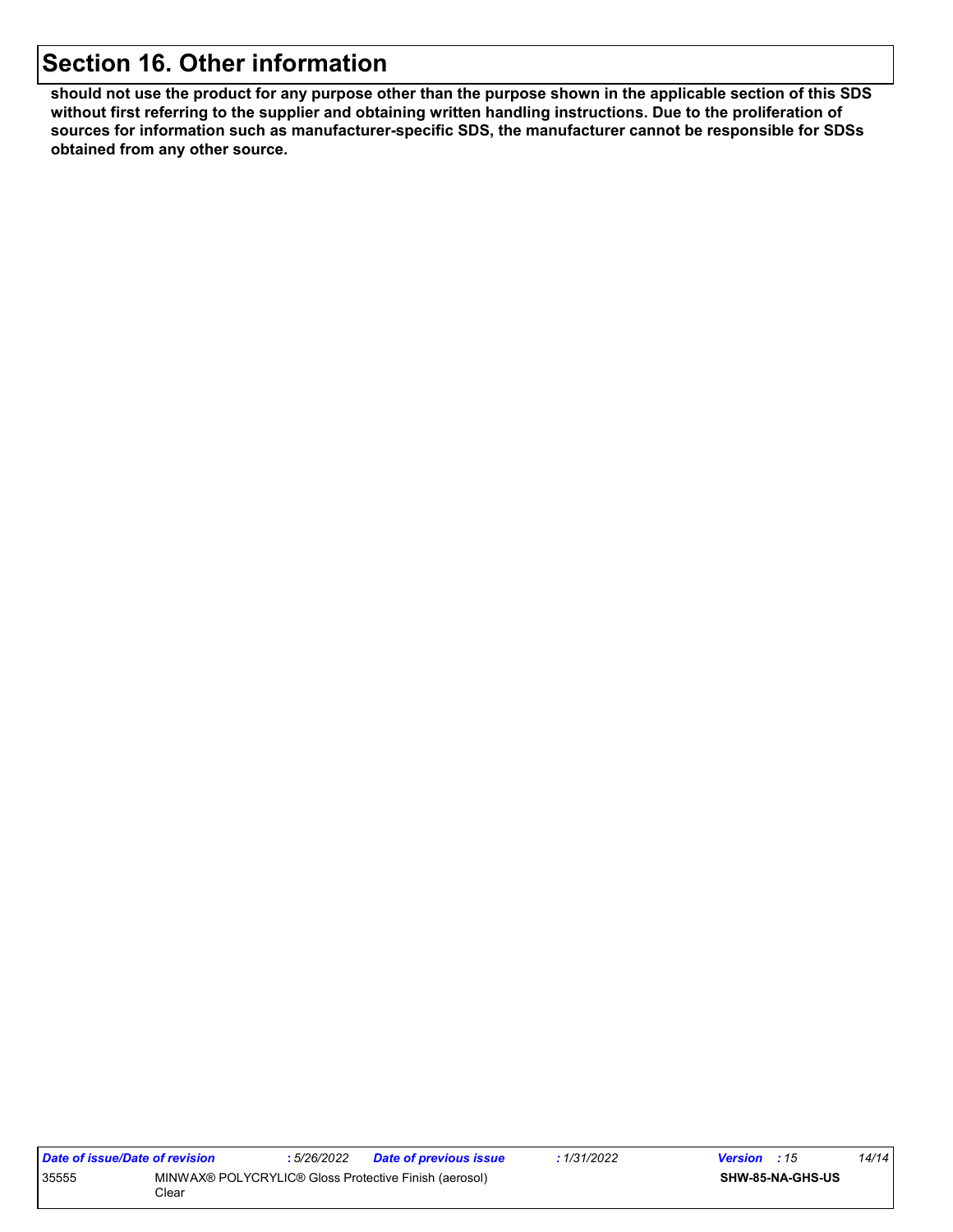# Section 16. Other information

**should not use the product for any purpose other than the purpose shown in the applicable section of this SDS without first referring to the supplier and obtaining written handling instructions. Due to the proliferation of sources for information such as manufacturer-specific SDS, the manufacturer cannot be responsible for SDSs obtained from any other source.**